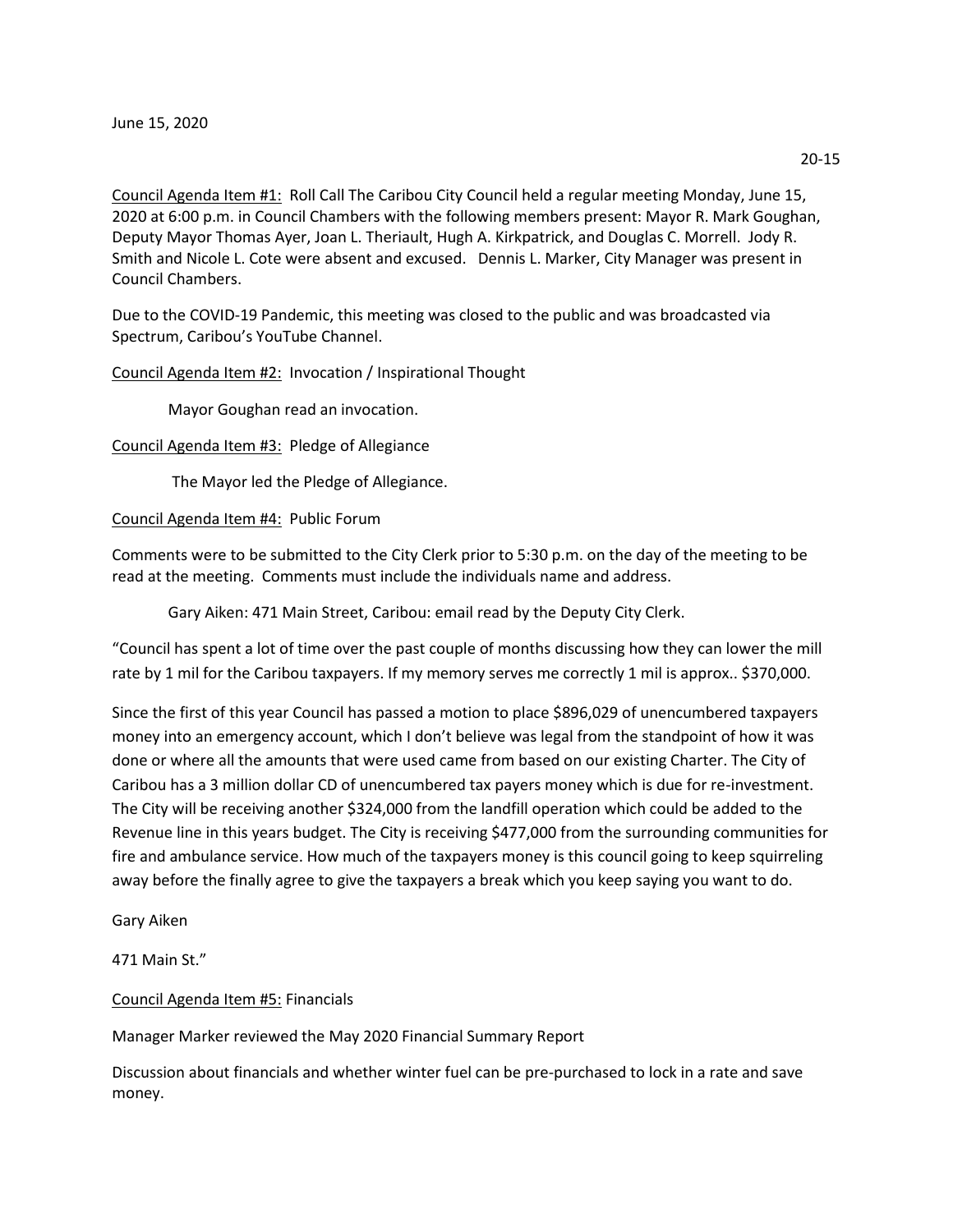June 15, 2020

20-15

<u>Council Agenda Item #1:</u> Roll Call The Caribou City Council held a regular meeting Monday, June 15, 2020 at 6:00 p.m. in Council Chambers with the following members present: Mayor R. Mark Goughan, Deputy Mayor Thomas Ayer, Joan L. Theriault, Hugh A. Kirkpatrick, and Douglas C. Morrell. Jody R. Smith and Nicole L. Cote were absent and excused. Dennis L. Marker, City Manager was present in Council Chambers.

Due to the COVID-19 Pandemic, this meeting was closed to the public and was broadcasted via Spectrum, Caribou's YouTube Channel.

<u>Council Agenda Item #2:</u> Invocation / Inspirational Thought

Mayor Goughan read an invocation.

<u>Council Agenda Item #3:</u> Pledge of Allegiance

The Mayor led the Pledge of Allegiance.

<u>Council Agenda Item #4:</u> Public Forum

Comments were to be submitted to the City Clerk prior to 5:30 p.m. on the day of the meeting to be read at the meeting. Comments must include the individuals name and address.

Gary Aiken: 471 Main Street, Caribou: email read by the Deputy City Clerk.

"Council has spent a lot of time over the past couple of months discussing how they can lower the mill rate by 1 mil for the Caribou taxpayers. If my memory serves me correctly 1 mil is approx.. $370,000.

Since the first of this year Council has passed a motion to place $896,029 of unencumbered taxpayers money into an emergency account, which I don't believe was legal from the standpoint of how it was done or where all the amounts that were used came from based on our existing Charter. The City of Caribou has a 3 million dollar CD of unencumbered tax payers money which is due for re-investment. The City will be receiving another $324,000 from the landfill operation which could be added to the Revenue line in this years budget. The City is receiving $477,000 from the surrounding communities for fire and ambulance service. How much of the taxpayers money is this council going to keep squirreling away before the finally agree to give the taxpayers a break which you keep saying you want to do.

Gary Aiken

471 Main St."

<u>Council Agenda Item #5:</u> Financials

Manager Marker reviewed the May 2020 Financial Summary Report

Discussion about financials and whether winter fuel can be pre-purchased to lock in a rate and save money.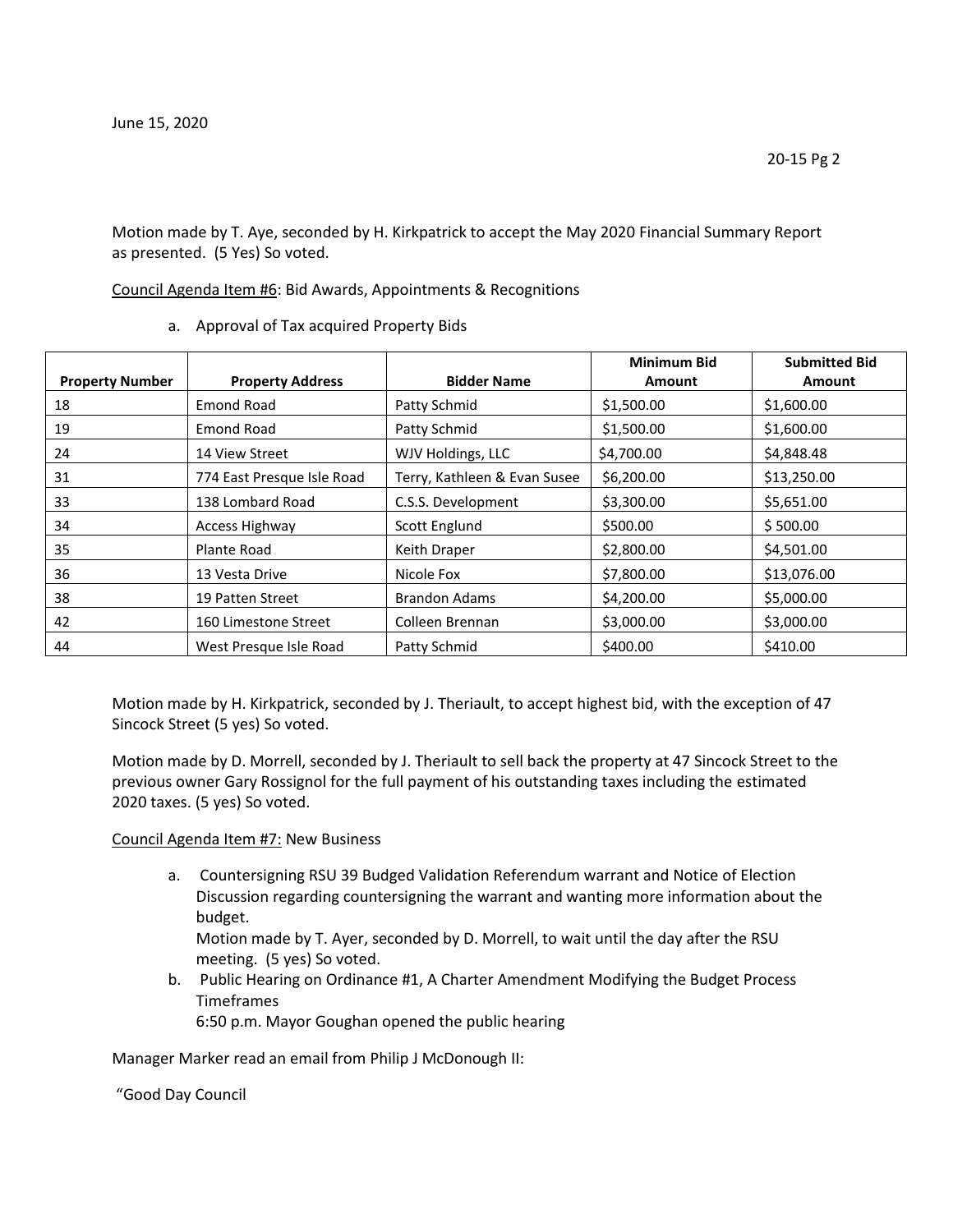June 15, 2020

Motion made by T. Aye, seconded by H. Kirkpatrick to accept the May 2020 Financial Summary Report as presented. (5 Yes) So voted.

Council Agenda Item #6: Bid Awards, Appointments & Recognitions

a. Approval of Tax acquired Property Bids

| Property Number | Property Address | Bidder Name | Minimum Bid Amount | Submitted Bid Amount |
|---|---|---|---|---|
| 18 | Emond Road | Patty Schmid | $1,500.00 | $1,600.00 |
| 19 | Emond Road | Patty Schmid | $1,500.00 | $1,600.00 |
| 24 | 14 View Street | WJV Holdings, LLC | $4,700.00 | $4,848.48 |
| 31 | 774 East Presque Isle Road | Terry, Kathleen & Evan Susee | $6,200.00 | $13,250.00 |
| 33 | 138 Lombard Road | C.S.S. Development | $3,300.00 | $5,651.00 |
| 34 | Access Highway | Scott Englund | $500.00 | $ 500.00 |
| 35 | Plante Road | Keith Draper | $2,800.00 | $4,501.00 |
| 36 | 13 Vesta Drive | Nicole Fox | $7,800.00 | $13,076.00 |
| 38 | 19 Patten Street | Brandon Adams | $4,200.00 | $5,000.00 |
| 42 | 160 Limestone Street | Colleen Brennan | $3,000.00 | $3,000.00 |
| 44 | West Presque Isle Road | Patty Schmid | $400.00 | $410.00 |

Motion made by H. Kirkpatrick, seconded by J. Theriault, to accept highest bid, with the exception of 47 Sincock Street (5 yes) So voted.

Motion made by D. Morrell, seconded by J. Theriault to sell back the property at 47 Sincock Street to the previous owner Gary Rossignol for the full payment of his outstanding taxes including the estimated 2020 taxes. (5 yes) So voted.

Council Agenda Item #7: New Business

a. Countersigning RSU 39 Budged Validation Referendum warrant and Notice of Election Discussion regarding countersigning the warrant and wanting more information about the budget.
   Motion made by T. Ayer, seconded by D. Morrell, to wait until the day after the RSU meeting. (5 yes) So voted.
b. Public Hearing on Ordinance #1, A Charter Amendment Modifying the Budget Process Timeframes
   6:50 p.m. Mayor Goughan opened the public hearing

Manager Marker read an email from Philip J McDonough II:

"Good Day Council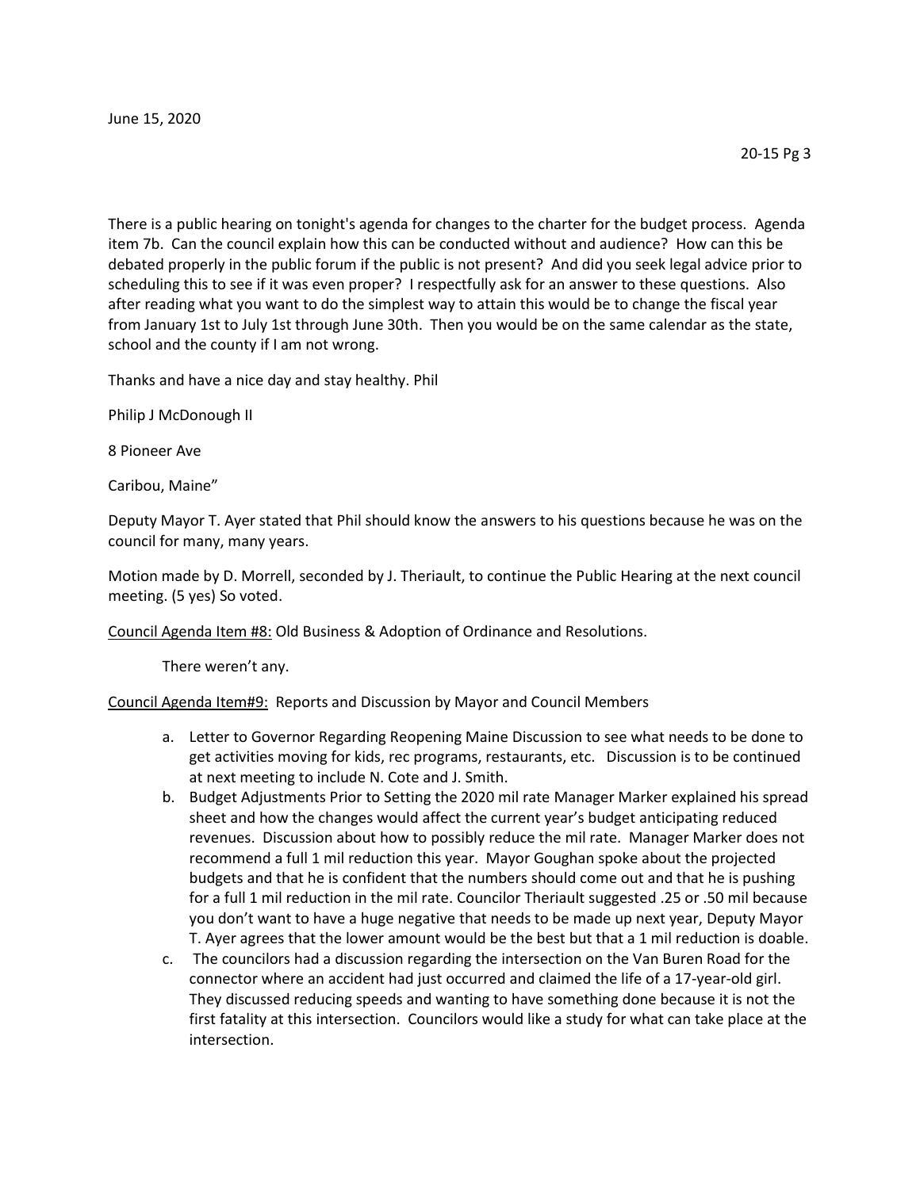There is a public hearing on tonight's agenda for changes to the charter for the budget process. Agenda item 7b. Can the council explain how this can be conducted without and audience? How can this be debated properly in the public forum if the public is not present? And did you seek legal advice prior to scheduling this to see if it was even proper? I respectfully ask for an answer to these questions. Also after reading what you want to do the simplest way to attain this would be to change the fiscal year from January 1st to July 1st through June 30th. Then you would be on the same calendar as the state, school and the county if I am not wrong.

Thanks and have a nice day and stay healthy. Phil

Philip J McDonough II

8 Pioneer Ave

Caribou, Maine"

Deputy Mayor T. Ayer stated that Phil should know the answers to his questions because he was on the council for many, many years.

Motion made by D. Morrell, seconded by J. Theriault, to continue the Public Hearing at the next council meeting. (5 yes) So voted.

<u>Council Agenda Item #8:</u> Old Business & Adoption of Ordinance and Resolutions.

There weren't any.

<u>Council Agenda Item#9:</u> Reports and Discussion by Mayor and Council Members

a. Letter to Governor Regarding Reopening Maine Discussion to see what needs to be done to get activities moving for kids, rec programs, restaurants, etc. Discussion is to be continued at next meeting to include N. Cote and J. Smith.
b. Budget Adjustments Prior to Setting the 2020 mil rate Manager Marker explained his spread sheet and how the changes would affect the current year's budget anticipating reduced revenues. Discussion about how to possibly reduce the mil rate. Manager Marker does not recommend a full 1 mil reduction this year. Mayor Goughan spoke about the projected budgets and that he is confident that the numbers should come out and that he is pushing for a full 1 mil reduction in the mil rate. Councilor Theriault suggested .25 or .50 mil because you don't want to have a huge negative that needs to be made up next year, Deputy Mayor T. Ayer agrees that the lower amount would be the best but that a 1 mil reduction is doable.
c. The councilors had a discussion regarding the intersection on the Van Buren Road for the connector where an accident had just occurred and claimed the life of a 17-year-old girl. They discussed reducing speeds and wanting to have something done because it is not the first fatality at this intersection. Councilors would like a study for what can take place at the intersection.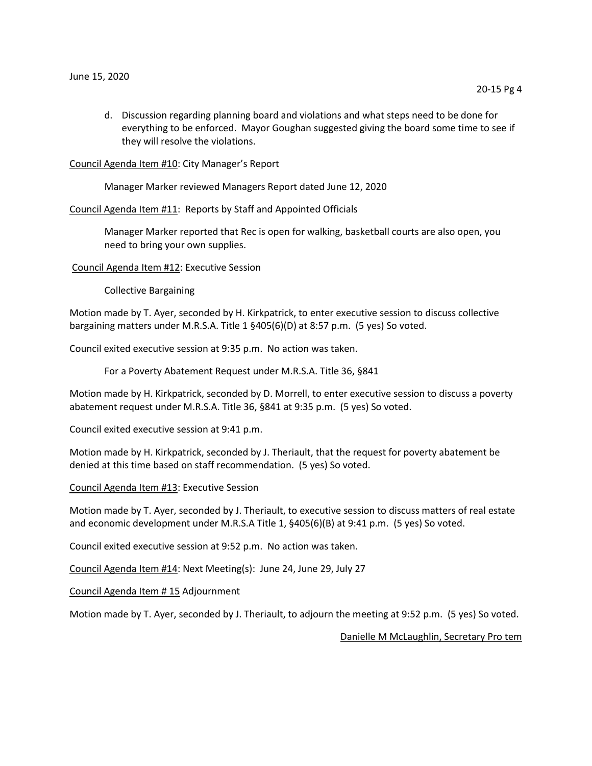d. Discussion regarding planning board and violations and what steps need to be done for everything to be enforced. Mayor Goughan suggested giving the board some time to see if they will resolve the violations.

Council Agenda Item #10: City Manager's Report

Manager Marker reviewed Managers Report dated June 12, 2020

Council Agenda Item #11: Reports by Staff and Appointed Officials

Manager Marker reported that Rec is open for walking, basketball courts are also open, you need to bring your own supplies.

Council Agenda Item #12: Executive Session

Collective Bargaining

Motion made by T. Ayer, seconded by H. Kirkpatrick, to enter executive session to discuss collective bargaining matters under M.R.S.A. Title 1 §405(6)(D) at 8:57 p.m. (5 yes) So voted.

Council exited executive session at 9:35 p.m. No action was taken.

For a Poverty Abatement Request under M.R.S.A. Title 36, §841

Motion made by H. Kirkpatrick, seconded by D. Morrell, to enter executive session to discuss a poverty abatement request under M.R.S.A. Title 36, §841 at 9:35 p.m. (5 yes) So voted.

Council exited executive session at 9:41 p.m.

Motion made by H. Kirkpatrick, seconded by J. Theriault, that the request for poverty abatement be denied at this time based on staff recommendation. (5 yes) So voted.

Council Agenda Item #13: Executive Session

Motion made by T. Ayer, seconded by J. Theriault, to executive session to discuss matters of real estate and economic development under M.R.S.A Title 1, §405(6)(B) at 9:41 p.m. (5 yes) So voted.

Council exited executive session at 9:52 p.m. No action was taken.

Council Agenda Item #14: Next Meeting(s): June 24, June 29, July 27

Council Agenda Item # 15 Adjournment

Motion made by T. Ayer, seconded by J. Theriault, to adjourn the meeting at 9:52 p.m. (5 yes) So voted.

Danielle M McLaughlin, Secretary Pro tem